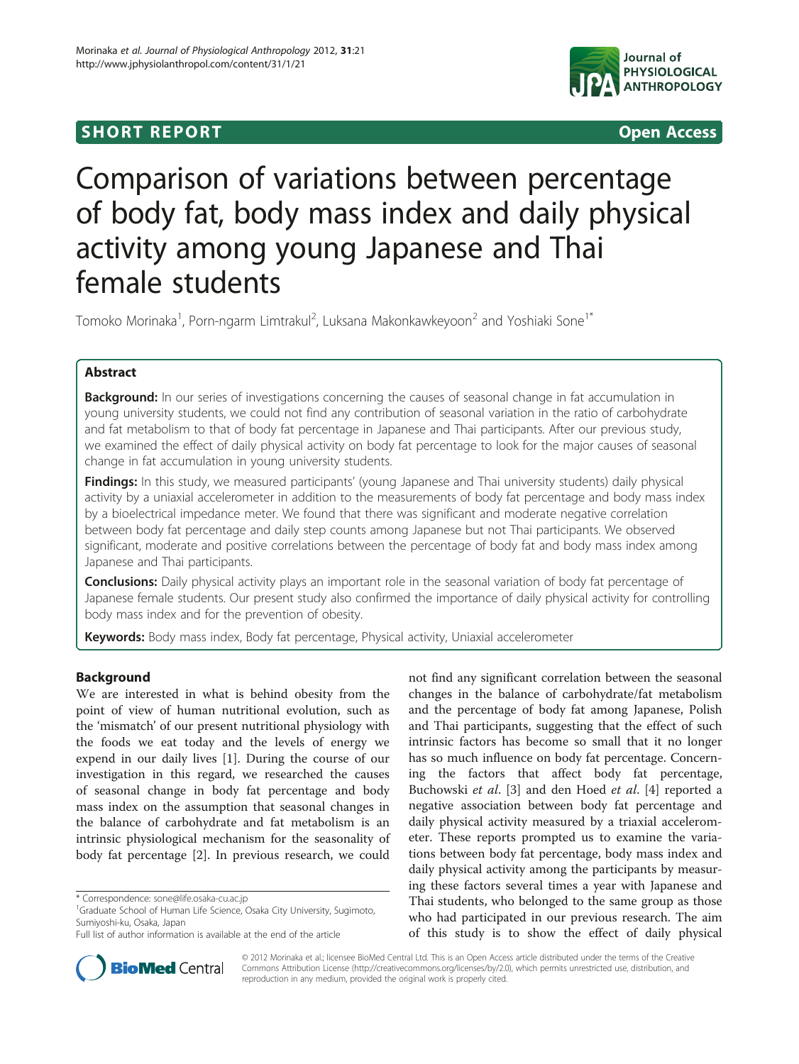**SHORT REPORT** **Open Access**

# Comparison of variations between percentage of body fat, body mass index and daily physical activity among young Japanese and Thai female students

Tomoko Morinaka[1], Porn-ngarm Limtrakul[2], Luksana Makonkawkeyoon[2] and Yoshiaki Sone[1*]

## Abstract

**Background:** In our series of investigations concerning the causes of seasonal change in fat accumulation in young university students, we could not find any contribution of seasonal variation in the ratio of carbohydrate and fat metabolism to that of body fat percentage in Japanese and Thai participants. After our previous study, we examined the effect of daily physical activity on body fat percentage to look for the major causes of seasonal change in fat accumulation in young university students.

**Findings:** In this study, we measured participants' (young Japanese and Thai university students) daily physical activity by a uniaxial accelerometer in addition to the measurements of body fat percentage and body mass index by a bioelectrical impedance meter. We found that there was significant and moderate negative correlation between body fat percentage and daily step counts among Japanese but not Thai participants. We observed significant, moderate and positive correlations between the percentage of body fat and body mass index among Japanese and Thai participants.

**Conclusions:** Daily physical activity plays an important role in the seasonal variation of body fat percentage of Japanese female students. Our present study also confirmed the importance of daily physical activity for controlling body mass index and for the prevention of obesity.

**Keywords:** Body mass index, Body fat percentage, Physical activity, Uniaxial accelerometer

## Background

We are interested in what is behind obesity from the point of view of human nutritional evolution, such as the 'mismatch' of our present nutritional physiology with the foods we eat today and the levels of energy we expend in our daily lives [1]. During the course of our investigation in this regard, we researched the causes of seasonal change in body fat percentage and body mass index on the assumption that seasonal changes in the balance of carbohydrate and fat metabolism is an intrinsic physiological mechanism for the seasonality of body fat percentage [2]. In previous research, we could not find any significant correlation between the seasonal changes in the balance of carbohydrate/fat metabolism and the percentage of body fat among Japanese, Polish and Thai participants, suggesting that the effect of such intrinsic factors has become so small that it no longer has so much influence on body fat percentage. Concerning the factors that affect body fat percentage, Buchowski *et al*. [3] and den Hoed *et al*. [4] reported a negative association between body fat percentage and daily physical activity measured by a triaxial accelerometer. These reports prompted us to examine the variations between body fat percentage, body mass index and daily physical activity among the participants by measuring these factors several times a year with Japanese and Thai students, who belonged to the same group as those who had participated in our previous research. The aim of this study is to show the effect of daily physical

\* Correspondence: sone@life.osaka-cu.ac.jp
[1]Graduate School of Human Life Science, Osaka City University, Sugimoto, Sumiyoshi-ku, Osaka, Japan
Full list of author information is available at the end of the article

© 2012 Morinaka et al.; licensee BioMed Central Ltd. This is an Open Access article distributed under the terms of the Creative Commons Attribution License (http://creativecommons.org/licenses/by/2.0), which permits unrestricted use, distribution, and reproduction in any medium, provided the original work is properly cited.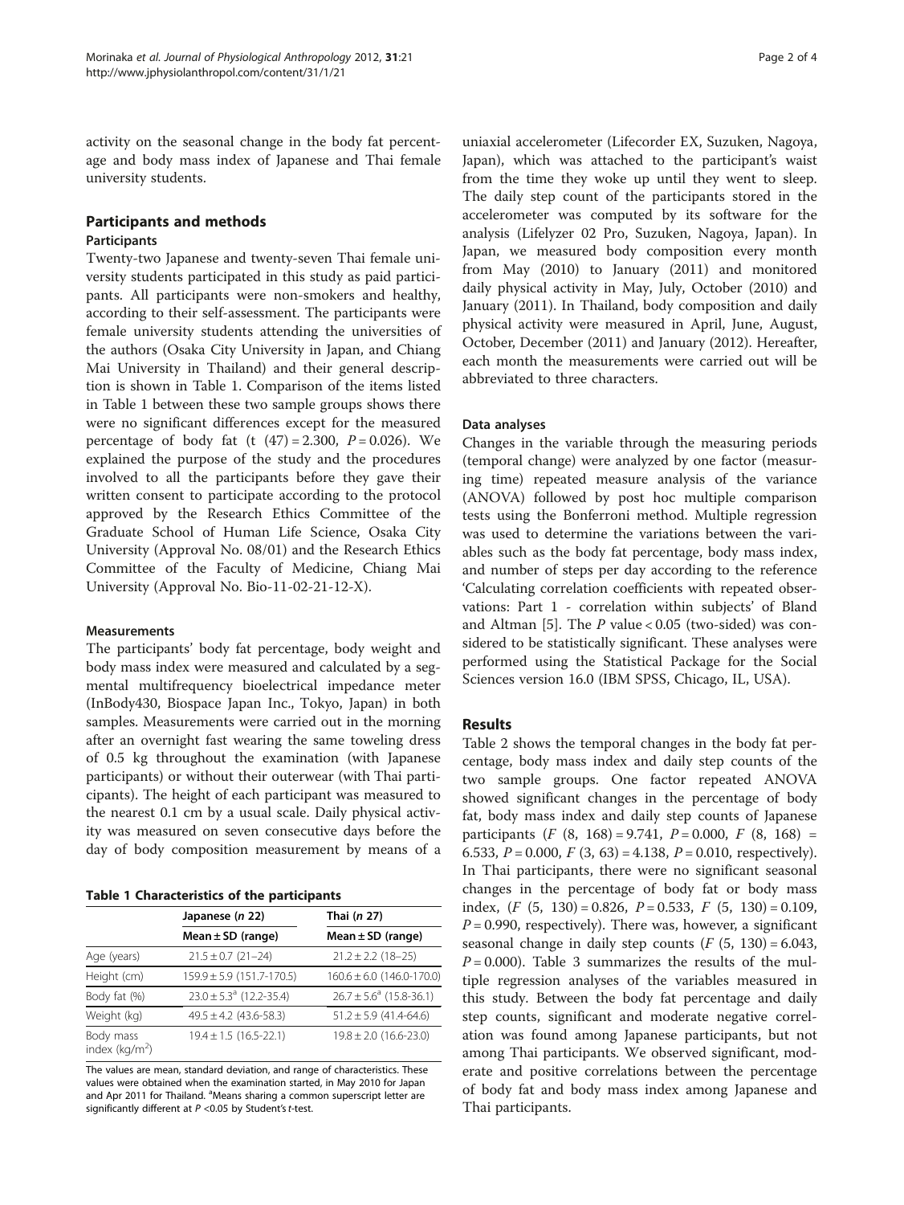activity on the seasonal change in the body fat percentage and body mass index of Japanese and Thai female university students.

## Participants and methods

### Participants

Twenty-two Japanese and twenty-seven Thai female university students participated in this study as paid participants. All participants were non-smokers and healthy, according to their self-assessment. The participants were female university students attending the universities of the authors (Osaka City University in Japan, and Chiang Mai University in Thailand) and their general description is shown in Table 1. Comparison of the items listed in Table 1 between these two sample groups shows there were no significant differences except for the measured percentage of body fat ($t\ (47) = 2.300$, $P = 0.026$). We explained the purpose of the study and the procedures involved to all the participants before they gave their written consent to participate according to the protocol approved by the Research Ethics Committee of the Graduate School of Human Life Science, Osaka City University (Approval No. 08/01) and the Research Ethics Committee of the Faculty of Medicine, Chiang Mai University (Approval No. Bio-11-02-21-12-X).

### Measurements

The participants' body fat percentage, body weight and body mass index were measured and calculated by a segmental multifrequency bioelectrical impedance meter (InBody430, Biospace Japan Inc., Tokyo, Japan) in both samples. Measurements were carried out in the morning after an overnight fast wearing the same toweling dress of 0.5 kg throughout the examination (with Japanese participants) or without their outerwear (with Thai participants). The height of each participant was measured to the nearest 0.1 cm by a usual scale. Daily physical activity was measured on seven consecutive days before the day of body composition measurement by means of a uniaxial accelerometer (Lifecorder EX, Suzuken, Nagoya, Japan), which was attached to the participant's waist from the time they woke up until they went to sleep. The daily step count of the participants stored in the accelerometer was computed by its software for the analysis (Lifelyzer 02 Pro, Suzuken, Nagoya, Japan). In Japan, we measured body composition every month from May (2010) to January (2011) and monitored daily physical activity in May, July, October (2010) and January (2011). In Thailand, body composition and daily physical activity were measured in April, June, August, October, December (2011) and January (2012). Hereafter, each month the measurements were carried out will be abbreviated to three characters.

**Table 1 Characteristics of the participants**

| | Japanese (n 22) | Thai (n 27) |
|---|---|---|
| | Mean ± SD (range) | Mean ± SD (range) |
| Age (years) | 21.5 ± 0.7 (21–24) | 21.2 ± 2.2 (18–25) |
| Height (cm) | 159.9 ± 5.9 (151.7-170.5) | 160.6 ± 6.0 (146.0-170.0) |
| Body fat (%) | 23.0 ± 5.3[a] (12.2-35.4) | 26.7 ± 5.6[a] (15.8-36.1) |
| Weight (kg) | 49.5 ± 4.2 (43.6-58.3) | 51.2 ± 5.9 (41.4-64.6) |
| Body mass index ($kg/m^2$) | 19.4 ± 1.5 (16.5-22.1) | 19.8 ± 2.0 (16.6-23.0) |

The values are mean, standard deviation, and range of characteristics. These values were obtained when the examination started, in May 2010 for Japan and Apr 2011 for Thailand. [a]Means sharing a common superscript letter are significantly different at $P < 0.05$ by Student's t-test.

### Data analyses

Changes in the variable through the measuring periods (temporal change) were analyzed by one factor (measuring time) repeated measure analysis of the variance (ANOVA) followed by post hoc multiple comparison tests using the Bonferroni method. Multiple regression was used to determine the variations between the variables such as the body fat percentage, body mass index, and number of steps per day according to the reference 'Calculating correlation coefficients with repeated observations: Part 1 - correlation within subjects' of Bland and Altman [5]. The $P$ value < 0.05 (two-sided) was considered to be statistically significant. These analyses were performed using the Statistical Package for the Social Sciences version 16.0 (IBM SPSS, Chicago, IL, USA).

## Results

Table 2 shows the temporal changes in the body fat percentage, body mass index and daily step counts of the two sample groups. One factor repeated ANOVA showed significant changes in the percentage of body fat, body mass index and daily step counts of Japanese participants ($F\ (8,\ 168) = 9.741$, $P = 0.000$, $F\ (8,\ 168) = 6.533$, $P = 0.000$, $F\ (3,\ 63) = 4.138$, $P = 0.010$, respectively). In Thai participants, there were no significant seasonal changes in the percentage of body fat or body mass index, ($F\ (5,\ 130) = 0.826$, $P = 0.533$, $F\ (5,\ 130) = 0.109$, $P = 0.990$, respectively). There was, however, a significant seasonal change in daily step counts ($F\ (5,\ 130) = 6.043$, $P = 0.000$). Table 3 summarizes the results of the multiple regression analyses of the variables measured in this study. Between the body fat percentage and daily step counts, significant and moderate negative correlation was found among Japanese participants, but not among Thai participants. We observed significant, moderate and positive correlations between the percentage of body fat and body mass index among Japanese and Thai participants.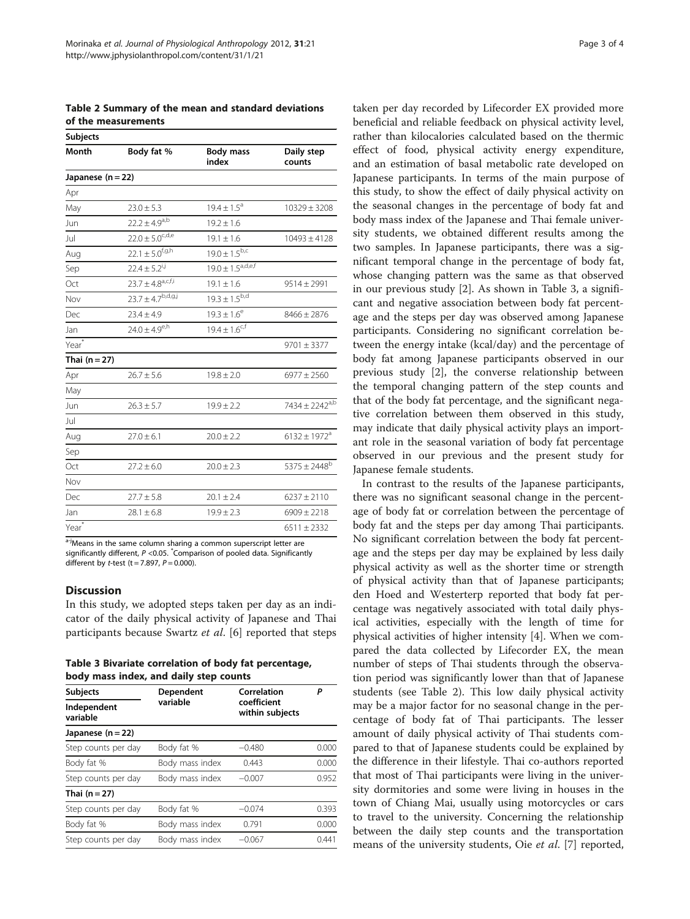**Table 2 Summary of the mean and standard deviations of the measurements**

| Subjects | | | |
|---|---|---|---|
| Month | Body fat % | Body mass index | Daily step counts |
| **Japanese (n = 22)** | | | |
| Apr | | | |
| May | 23.0 ± 5.3 | 19.4 ± 1.5[a] | 10329 ± 3208 |
| Jun | 22.2 ± 4.9[a,b] | 19.2 ± 1.6 | |
| Jul | 22.0 ± 5.0[c,d,e] | 19.1 ± 1.6 | 10493 ± 4128 |
| Aug | 22.1 ± 5.0[f,g,h] | 19.0 ± 1.5[b,c] | |
| Sep | 22.4 ± 5.2[i,j] | 19.0 ± 1.5[a,d,e,f] | |
| Oct | 23.7 ± 4.8[a,c,f,i] | 19.1 ± 1.6 | 9514 ± 2991 |
| Nov | 23.7 ± 4.7[b,d,g,j] | 19.3 ± 1.5[b,d] | |
| Dec | 23.4 ± 4.9 | 19.3 ± 1.6[e] | 8466 ± 2876 |
| Jan | 24.0 ± 4.9[e,h] | 19.4 ± 1.6[c,f] | |
| Year* | | | 9701 ± 3377 |
| **Thai (n = 27)** | | | |
| Apr | 26.7 ± 5.6 | 19.8 ± 2.0 | 6977 ± 2560 |
| May | | | |
| Jun | 26.3 ± 5.7 | 19.9 ± 2.2 | 7434 ± 2242[a,b] |
| Jul | | | |
| Aug | 27.0 ± 6.1 | 20.0 ± 2.2 | 6132 ± 1972[a] |
| Sep | | | |
| Oct | 27.2 ± 6.0 | 20.0 ± 2.3 | 5375 ± 2448[b] |
| Nov | | | |
| Dec | 27.7 ± 5.8 | 20.1 ± 2.4 | 6237 ± 2110 |
| Jan | 28.1 ± 6.8 | 19.9 ± 2.3 | 6909 ± 2218 |
| Year* | | | 6511 ± 2332 |

[a-j]Means in the same column sharing a common superscript letter are significantly different, $P < 0.05$. *Comparison of pooled data. Significantly different by *t*-test ($t = 7.897$, $P = 0.000$).

## Discussion

In this study, we adopted steps taken per day as an indicator of the daily physical activity of Japanese and Thai participants because Swartz *et al*. [6] reported that steps taken per day recorded by Lifecorder EX provided more beneficial and reliable feedback on physical activity level, rather than kilocalories calculated based on the thermic effect of food, physical activity energy expenditure, and an estimation of basal metabolic rate developed on Japanese participants. In terms of the main purpose of this study, to show the effect of daily physical activity on the seasonal changes in the percentage of body fat and body mass index of the Japanese and Thai female university students, we obtained different results among the two samples. In Japanese participants, there was a significant temporal change in the percentage of body fat, whose changing pattern was the same as that observed in our previous study [2]. As shown in Table 3, a significant and negative association between body fat percentage and the steps per day was observed among Japanese participants. Considering no significant correlation between the energy intake (kcal/day) and the percentage of body fat among Japanese participants observed in our previous study [2], the converse relationship between the temporal changing pattern of the step counts and that of the body fat percentage, and the significant negative correlation between them observed in this study, may indicate that daily physical activity plays an important role in the seasonal variation of body fat percentage observed in our previous and the present study for Japanese female students.

**Table 3 Bivariate correlation of body fat percentage, body mass index, and daily step counts**

| Subjects / Independent variable | Dependent variable | Correlation coefficient within subjects | *P* |
|---|---|---|---|
| **Japanese (n = 22)** | | | |
| Step counts per day | Body fat % | −0.480 | 0.000 |
| Body fat % | Body mass index | 0.443 | 0.000 |
| Step counts per day | Body mass index | −0.007 | 0.952 |
| **Thai (n = 27)** | | | |
| Step counts per day | Body fat % | −0.074 | 0.393 |
| Body fat % | Body mass index | 0.791 | 0.000 |
| Step counts per day | Body mass index | −0.067 | 0.441 |

In contrast to the results of the Japanese participants, there was no significant seasonal change in the percentage of body fat or correlation between the percentage of body fat and the steps per day among Thai participants. No significant correlation between the body fat percentage and the steps per day may be explained by less daily physical activity as well as the shorter time or strength of physical activity than that of Japanese participants; den Hoed and Westerterp reported that body fat percentage was negatively associated with total daily physical activities, especially with the length of time for physical activities of higher intensity [4]. When we compared the data collected by Lifecorder EX, the mean number of steps of Thai students through the observation period was significantly lower than that of Japanese students (see Table 2). This low daily physical activity may be a major factor for no seasonal change in the percentage of body fat of Thai participants. The lesser amount of daily physical activity of Thai students compared to that of Japanese students could be explained by the difference in their lifestyle. Thai co-authors reported that most of Thai participants were living in the university dormitories and some were living in houses in the town of Chiang Mai, usually using motorcycles or cars to travel to the university. Concerning the relationship between the daily step counts and the transportation means of the university students, Oie *et al*. [7] reported,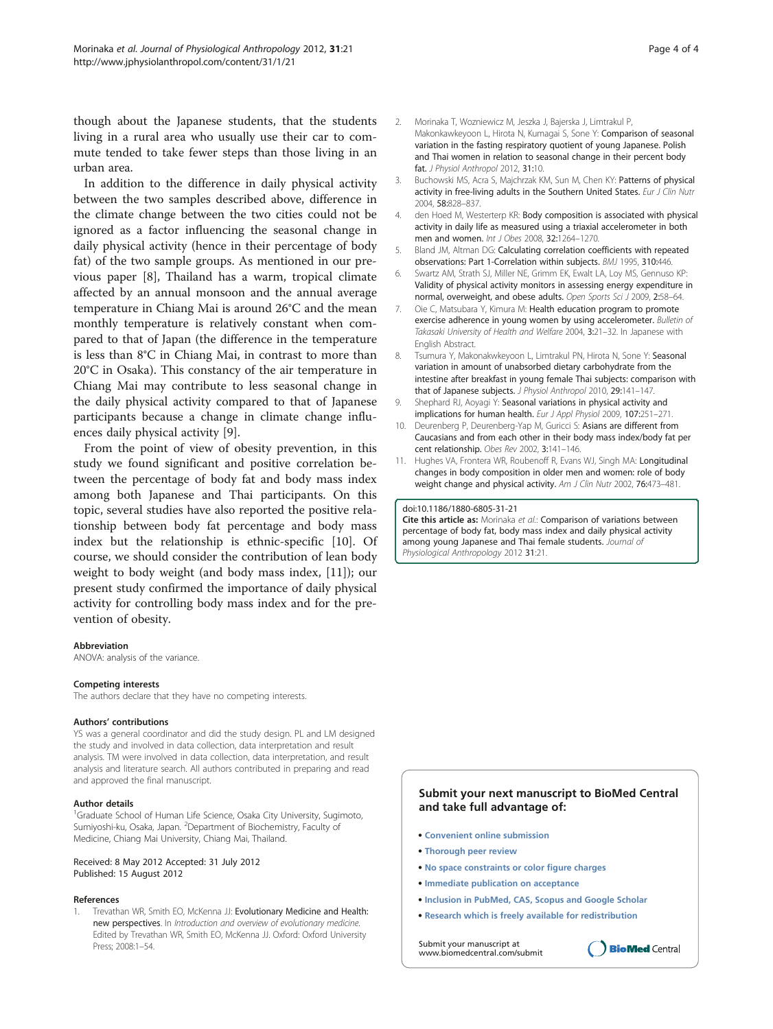though about the Japanese students, that the students living in a rural area who usually use their car to commute tended to take fewer steps than those living in an urban area.

In addition to the difference in daily physical activity between the two samples described above, difference in the climate change between the two cities could not be ignored as a factor influencing the seasonal change in daily physical activity (hence in their percentage of body fat) of the two sample groups. As mentioned in our previous paper [8], Thailand has a warm, tropical climate affected by an annual monsoon and the annual average temperature in Chiang Mai is around 26°C and the mean monthly temperature is relatively constant when compared to that of Japan (the difference in the temperature is less than 8°C in Chiang Mai, in contrast to more than 20°C in Osaka). This constancy of the air temperature in Chiang Mai may contribute to less seasonal change in the daily physical activity compared to that of Japanese participants because a change in climate change influences daily physical activity [9].

From the point of view of obesity prevention, in this study we found significant and positive correlation between the percentage of body fat and body mass index among both Japanese and Thai participants. On this topic, several studies have also reported the positive relationship between body fat percentage and body mass index but the relationship is ethnic-specific [10]. Of course, we should consider the contribution of lean body weight to body weight (and body mass index, [11]); our present study confirmed the importance of daily physical activity for controlling body mass index and for the prevention of obesity.

#### Abbreviation

ANOVA: analysis of the variance.

#### Competing interests

The authors declare that they have no competing interests.

#### Authors' contributions

YS was a general coordinator and did the study design. PL and LM designed the study and involved in data collection, data interpretation and result analysis. TM were involved in data collection, data interpretation, and result analysis and literature search. All authors contributed in preparing and read and approved the final manuscript.

#### Author details

[1]Graduate School of Human Life Science, Osaka City University, Sugimoto, Sumiyoshi-ku, Osaka, Japan. [2]Department of Biochemistry, Faculty of Medicine, Chiang Mai University, Chiang Mai, Thailand.

Received: 8 May 2012 Accepted: 31 July 2012
Published: 15 August 2012

#### References

1. Trevathan WR, Smith EO, McKenna JJ: **Evolutionary Medicine and Health: new perspectives**. In *Introduction and overview of evolutionary medicine*. Edited by Trevathan WR, Smith EO, McKenna JJ. Oxford: Oxford University Press; 2008:1–54.
2. Morinaka T, Wozniewicz M, Jeszka J, Bajerska J, Limtrakul P, Makonkawkeyoon L, Hirota N, Kumagai S, Sone Y: **Comparison of seasonal variation in the fasting respiratory quotient of young Japanese. Polish and Thai women in relation to seasonal change in their percent body fat.** *J Physiol Anthropol* 2012, **31**:10.
3. Buchowski MS, Acra S, Majchrzak KM, Sun M, Chen KY: **Patterns of physical activity in free-living adults in the Southern United States.** *Eur J Clin Nutr* 2004, **58**:828–837.
4. den Hoed M, Westerterp KR: **Body composition is associated with physical activity in daily life as measured using a triaxial accelerometer in both men and women.** *Int J Obes* 2008, **32**:1264–1270.
5. Bland JM, Altman DG: **Calculating correlation coefficients with repeated observations: Part 1-Correlation within subjects.** *BMJ* 1995, **310**:446.
6. Swartz AM, Strath SJ, Miller NE, Grimm EK, Ewalt LA, Loy MS, Gennuso KP: **Validity of physical activity monitors in assessing energy expenditure in normal, overweight, and obese adults.** *Open Sports Sci J* 2009, **2**:58–64.
7. Oie C, Matsubara Y, Kimura M: **Health education program to promote exercise adherence in young women by using accelerometer.** *Bulletin of Takasaki University of Health and Welfare* 2004, **3**:21–32. In Japanese with English Abstract.
8. Tsumura Y, Makonakwkeyoon L, Limtrakul PN, Hirota N, Sone Y: **Seasonal variation in amount of unabsorbed dietary carbohydrate from the intestine after breakfast in young female Thai subjects: comparison with that of Japanese subjects.** *J Physiol Anthropol* 2010, **29**:141–147.
9. Shephard RJ, Aoyagi Y: **Seasonal variations in physical activity and implications for human health.** *Eur J Appl Physiol* 2009, **107**:251–271.
10. Deurenberg P, Deurenberg-Yap M, Guricci S: **Asians are different from Caucasians and from each other in their body mass index/body fat per cent relationship.** *Obes Rev* 2002, **3**:141–146.
11. Hughes VA, Frontera WR, Roubenoff R, Evans WJ, Singh MA: **Longitudinal changes in body composition in older men and women: role of body weight change and physical activity.** *Am J Clin Nutr* 2002, **76**:473–481.

doi:10.1186/1880-6805-31-21

**Cite this article as:** Morinaka *et al.*: Comparison of variations between percentage of body fat, body mass index and daily physical activity among young Japanese and Thai female students. *Journal of Physiological Anthropology* 2012 **31**:21.

**Submit your next manuscript to BioMed Central and take full advantage of:**

- **Convenient online submission**
- **Thorough peer review**
- **No space constraints or color figure charges**
- **Immediate publication on acceptance**
- **Inclusion in PubMed, CAS, Scopus and Google Scholar**
- **Research which is freely available for redistribution**

Submit your manuscript at
www.biomedcentral.com/submit

BioMed Central